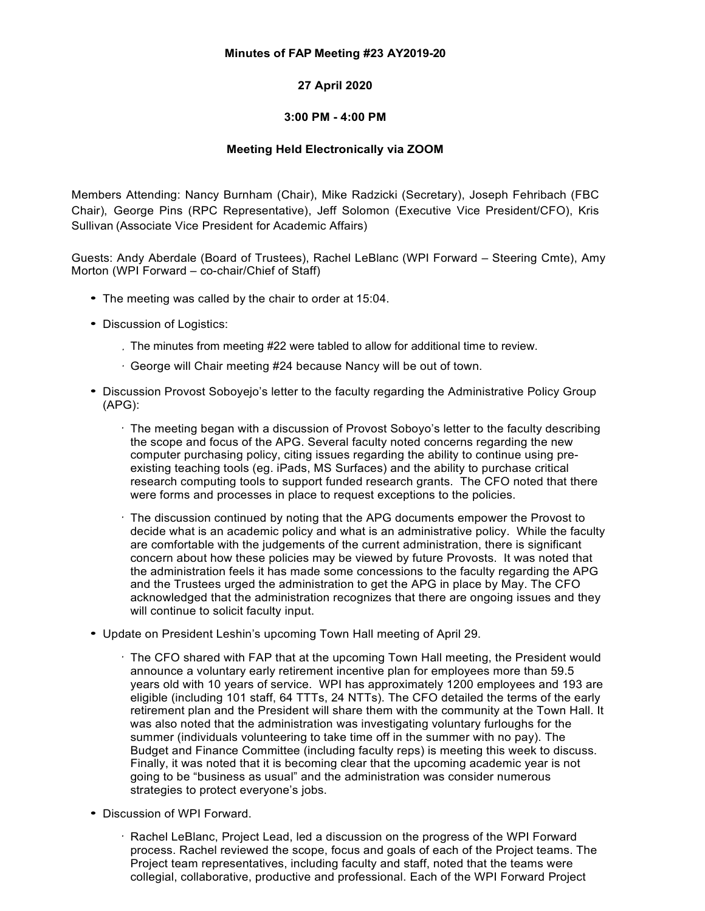**Minutes of FAP Meeting #23 AY2019-20**

**27 April 2020**

**3:00 PM - 4:00 PM**

**Meeting Held Electronically via ZOOM**

Members Attending: Nancy Burnham (Chair), Mike Radzicki (Secretary), Joseph Fehribach (FBC Chair), George Pins (RPC Representative), Jeff Solomon (Executive Vice President/CFO), Kris Sullivan (Associate Vice President for Academic Affairs)

Guests: Andy Aberdale (Board of Trustees), Rachel LeBlanc (WPI Forward – Steering Cmte), Amy Morton (WPI Forward – co-chair/Chief of Staff)

- The meeting was called by the chair to order at 15:04.
- Discussion of Logistics:
  - The minutes from meeting #22 were tabled to allow for additional time to review.
  - George will Chair meeting #24 because Nancy will be out of town.
- Discussion Provost Soboyejo's letter to the faculty regarding the Administrative Policy Group (APG):
  - The meeting began with a discussion of Provost Soboyo's letter to the faculty describing the scope and focus of the APG. Several faculty noted concerns regarding the new computer purchasing policy, citing issues regarding the ability to continue using pre-existing teaching tools (eg. iPads, MS Surfaces) and the ability to purchase critical research computing tools to support funded research grants. The CFO noted that there were forms and processes in place to request exceptions to the policies.
  - The discussion continued by noting that the APG documents empower the Provost to decide what is an academic policy and what is an administrative policy. While the faculty are comfortable with the judgements of the current administration, there is significant concern about how these policies may be viewed by future Provosts. It was noted that the administration feels it has made some concessions to the faculty regarding the APG and the Trustees urged the administration to get the APG in place by May. The CFO acknowledged that the administration recognizes that there are ongoing issues and they will continue to solicit faculty input.
- Update on President Leshin's upcoming Town Hall meeting of April 29.
  - The CFO shared with FAP that at the upcoming Town Hall meeting, the President would announce a voluntary early retirement incentive plan for employees more than 59.5 years old with 10 years of service. WPI has approximately 1200 employees and 193 are eligible (including 101 staff, 64 TTTs, 24 NTTs). The CFO detailed the terms of the early retirement plan and the President will share them with the community at the Town Hall. It was also noted that the administration was investigating voluntary furloughs for the summer (individuals volunteering to take time off in the summer with no pay). The Budget and Finance Committee (including faculty reps) is meeting this week to discuss. Finally, it was noted that it is becoming clear that the upcoming academic year is not going to be "business as usual" and the administration was consider numerous strategies to protect everyone's jobs.
- Discussion of WPI Forward.
  - Rachel LeBlanc, Project Lead, led a discussion on the progress of the WPI Forward process. Rachel reviewed the scope, focus and goals of each of the Project teams. The Project team representatives, including faculty and staff, noted that the teams were collegial, collaborative, productive and professional. Each of the WPI Forward Project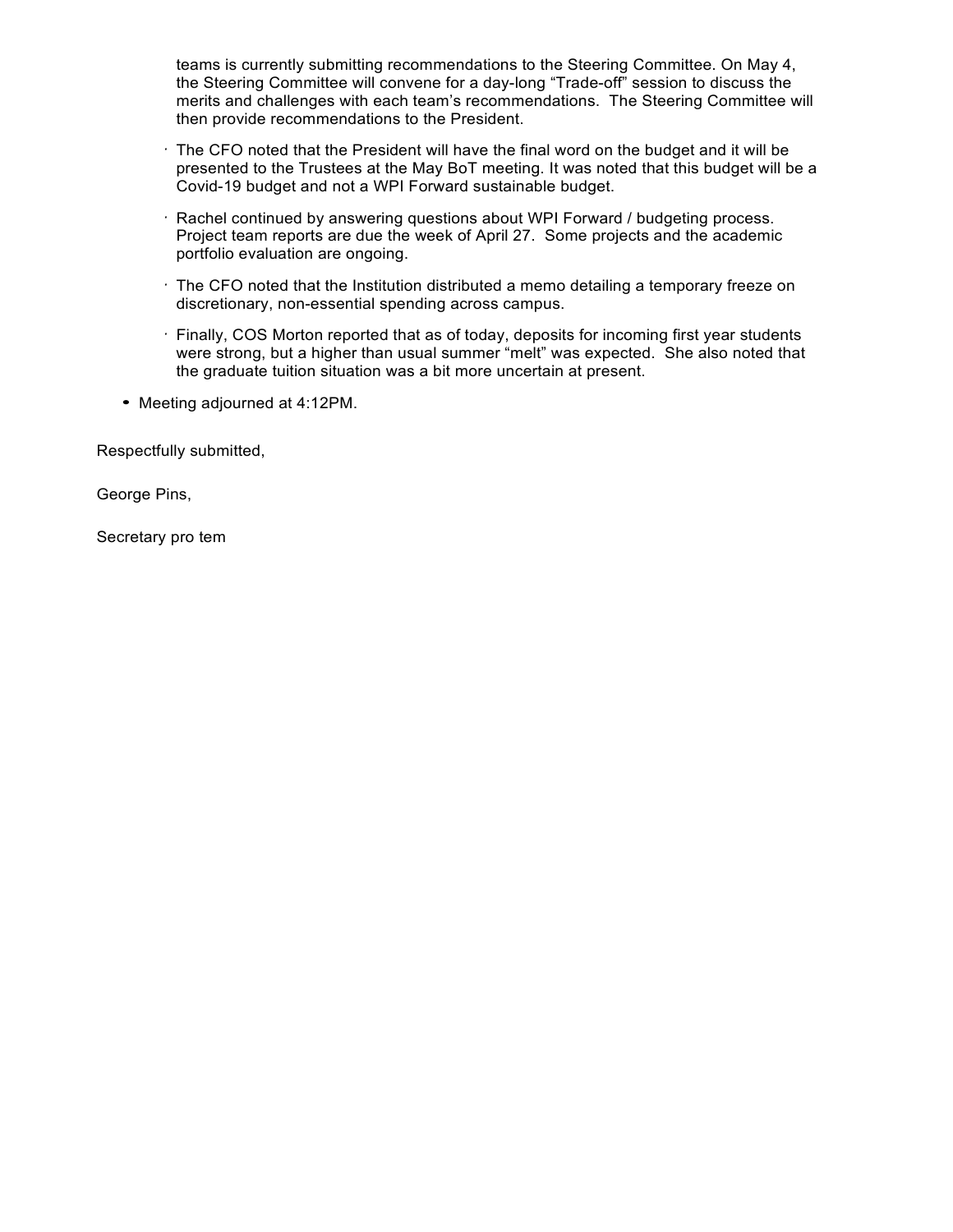teams is currently submitting recommendations to the Steering Committee. On May 4, the Steering Committee will convene for a day-long “Trade-off” session to discuss the merits and challenges with each team’s recommendations. The Steering Committee will then provide recommendations to the President.

- The CFO noted that the President will have the final word on the budget and it will be presented to the Trustees at the May BoT meeting. It was noted that this budget will be a Covid-19 budget and not a WPI Forward sustainable budget.
- Rachel continued by answering questions about WPI Forward / budgeting process. Project team reports are due the week of April 27. Some projects and the academic portfolio evaluation are ongoing.
- The CFO noted that the Institution distributed a memo detailing a temporary freeze on discretionary, non-essential spending across campus.
- Finally, COS Morton reported that as of today, deposits for incoming first year students were strong, but a higher than usual summer “melt” was expected. She also noted that the graduate tuition situation was a bit more uncertain at present.

- Meeting adjourned at 4:12PM.

Respectfully submitted,

George Pins,

Secretary pro tem